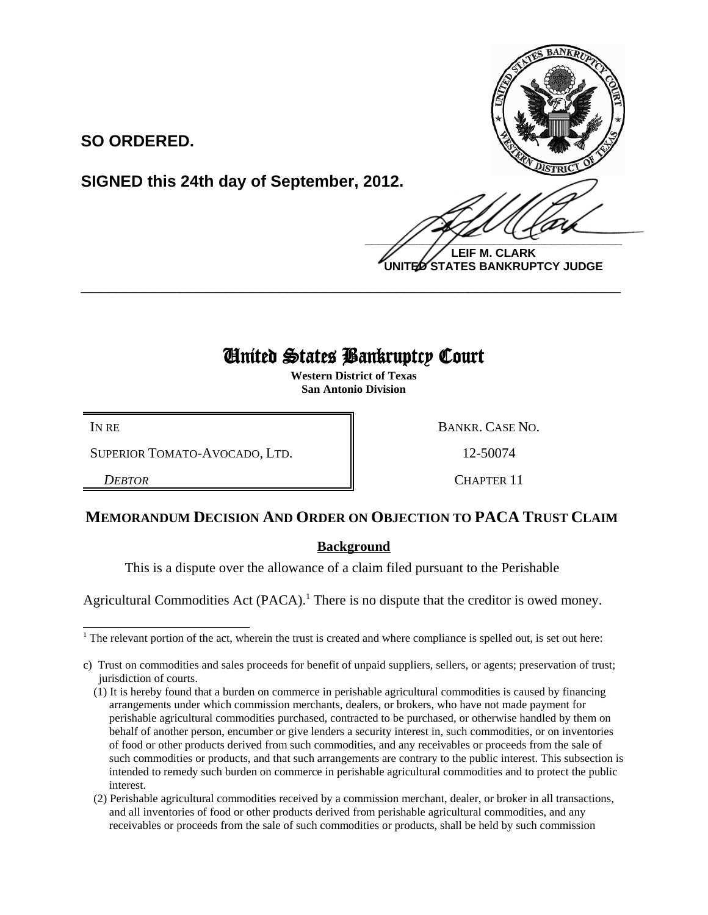**SO ORDERED.**

**SIGNED this 24th day of September, 2012.**

**LEIF M. CLARK**
**UNITED STATES BANKRUPTCY JUDGE**

---

# United States Bankruptcy Court

**Western District of Texas**
**San Antonio Division**

| IN RE | BANKR. CASE NO. |
|---|---|
| SUPERIOR TOMATO-AVOCADO, LTD. | 12-50074 |
| *DEBTOR* | CHAPTER 11 |

## MEMORANDUM DECISION AND ORDER ON OBJECTION TO PACA TRUST CLAIM

### Background

This is a dispute over the allowance of a claim filed pursuant to the Perishable Agricultural Commodities Act (PACA).[1] There is no dispute that the creditor is owed money.

---

[1] The relevant portion of the act, wherein the trust is created and where compliance is spelled out, is set out here:

c) Trust on commodities and sales proceeds for benefit of unpaid suppliers, sellers, or agents; preservation of trust; jurisdiction of courts.

(1) It is hereby found that a burden on commerce in perishable agricultural commodities is caused by financing arrangements under which commission merchants, dealers, or brokers, who have not made payment for perishable agricultural commodities purchased, contracted to be purchased, or otherwise handled by them on behalf of another person, encumber or give lenders a security interest in, such commodities, or on inventories of food or other products derived from such commodities, and any receivables or proceeds from the sale of such commodities or products, and that such arrangements are contrary to the public interest. This subsection is intended to remedy such burden on commerce in perishable agricultural commodities and to protect the public interest.

(2) Perishable agricultural commodities received by a commission merchant, dealer, or broker in all transactions, and all inventories of food or other products derived from perishable agricultural commodities, and any receivables or proceeds from the sale of such commodities or products, shall be held by such commission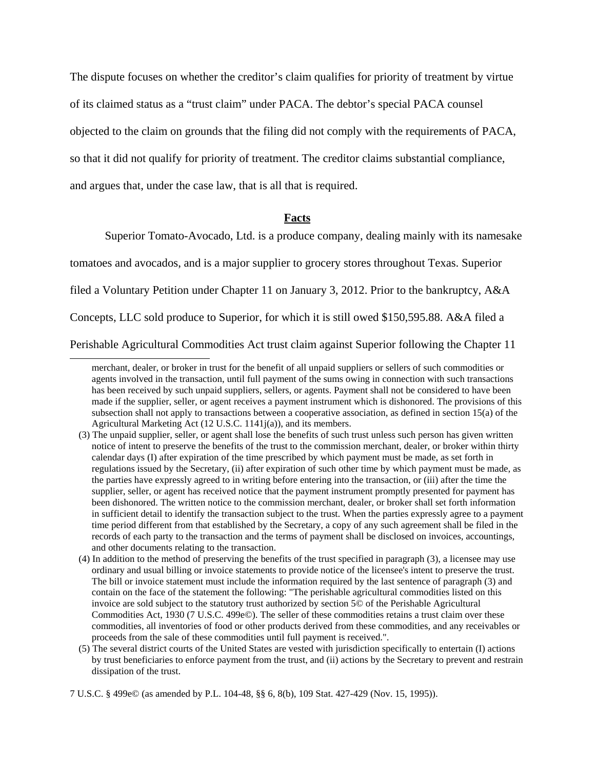The dispute focuses on whether the creditor's claim qualifies for priority of treatment by virtue of its claimed status as a "trust claim" under PACA. The debtor's special PACA counsel objected to the claim on grounds that the filing did not comply with the requirements of PACA, so that it did not qualify for priority of treatment. The creditor claims substantial compliance, and argues that, under the case law, that is all that is required.

## Facts

Superior Tomato-Avocado, Ltd. is a produce company, dealing mainly with its namesake tomatoes and avocados, and is a major supplier to grocery stores throughout Texas. Superior filed a Voluntary Petition under Chapter 11 on January 3, 2012. Prior to the bankruptcy, A&A Concepts, LLC sold produce to Superior, for which it is still owed $150,595.88. A&A filed a Perishable Agricultural Commodities Act trust claim against Superior following the Chapter 11

---

merchant, dealer, or broker in trust for the benefit of all unpaid suppliers or sellers of such commodities or agents involved in the transaction, until full payment of the sums owing in connection with such transactions has been received by such unpaid suppliers, sellers, or agents. Payment shall not be considered to have been made if the supplier, seller, or agent receives a payment instrument which is dishonored. The provisions of this subsection shall not apply to transactions between a cooperative association, as defined in section 15(a) of the Agricultural Marketing Act (12 U.S.C. 1141j(a)), and its members.

(3) The unpaid supplier, seller, or agent shall lose the benefits of such trust unless such person has given written notice of intent to preserve the benefits of the trust to the commission merchant, dealer, or broker within thirty calendar days (I) after expiration of the time prescribed by which payment must be made, as set forth in regulations issued by the Secretary, (ii) after expiration of such other time by which payment must be made, as the parties have expressly agreed to in writing before entering into the transaction, or (iii) after the time the supplier, seller, or agent has received notice that the payment instrument promptly presented for payment has been dishonored. The written notice to the commission merchant, dealer, or broker shall set forth information in sufficient detail to identify the transaction subject to the trust. When the parties expressly agree to a payment time period different from that established by the Secretary, a copy of any such agreement shall be filed in the records of each party to the transaction and the terms of payment shall be disclosed on invoices, accountings, and other documents relating to the transaction.

(4) In addition to the method of preserving the benefits of the trust specified in paragraph (3), a licensee may use ordinary and usual billing or invoice statements to provide notice of the licensee's intent to preserve the trust. The bill or invoice statement must include the information required by the last sentence of paragraph (3) and contain on the face of the statement the following: "The perishable agricultural commodities listed on this invoice are sold subject to the statutory trust authorized by section 5© of the Perishable Agricultural Commodities Act, 1930 (7 U.S.C. 499e©). The seller of these commodities retains a trust claim over these commodities, all inventories of food or other products derived from these commodities, and any receivables or proceeds from the sale of these commodities until full payment is received.".

(5) The several district courts of the United States are vested with jurisdiction specifically to entertain (I) actions by trust beneficiaries to enforce payment from the trust, and (ii) actions by the Secretary to prevent and restrain dissipation of the trust.

7 U.S.C. § 499e© (as amended by P.L. 104-48, §§ 6, 8(b), 109 Stat. 427-429 (Nov. 15, 1995)).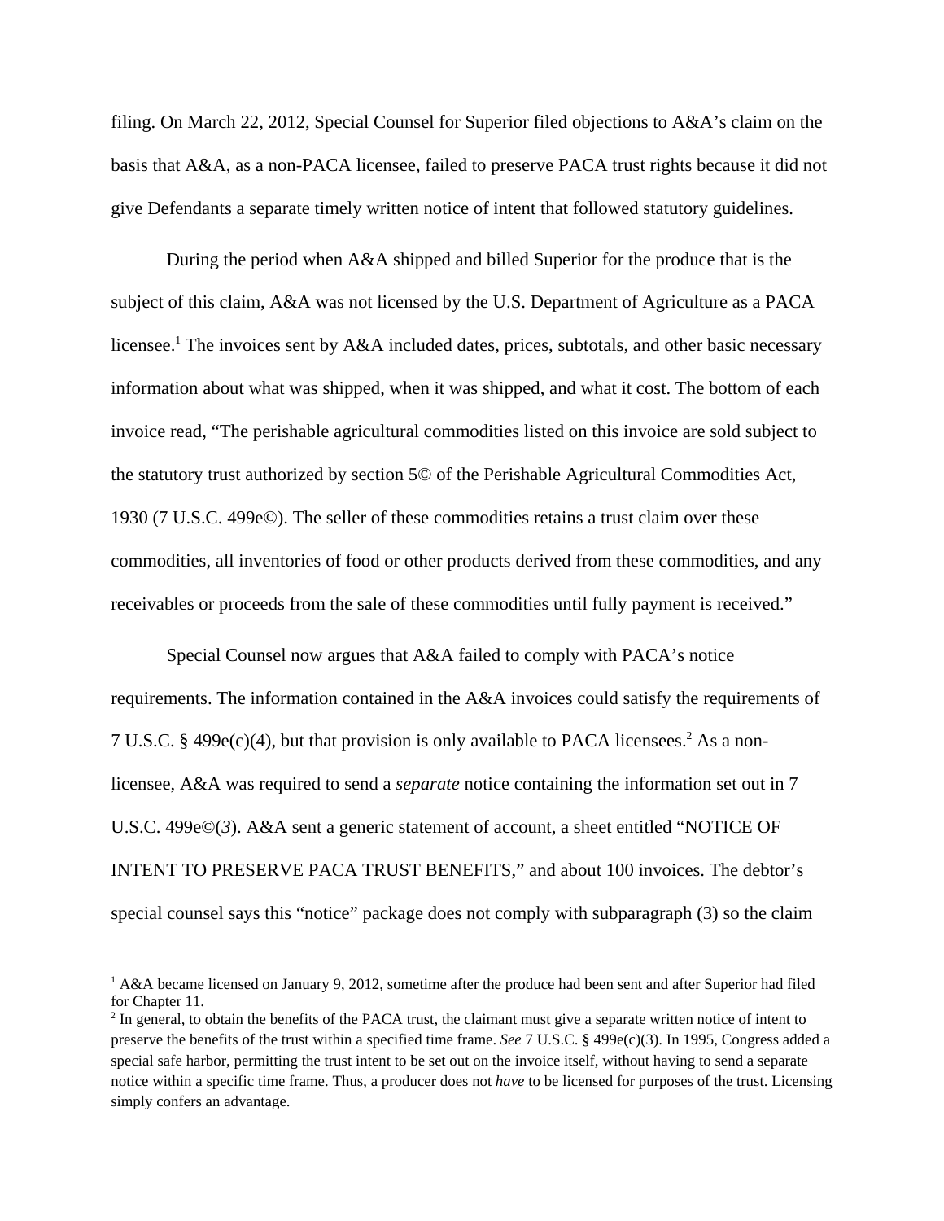filing. On March 22, 2012, Special Counsel for Superior filed objections to A&A's claim on the basis that A&A, as a non-PACA licensee, failed to preserve PACA trust rights because it did not give Defendants a separate timely written notice of intent that followed statutory guidelines.

During the period when A&A shipped and billed Superior for the produce that is the subject of this claim, A&A was not licensed by the U.S. Department of Agriculture as a PACA licensee.[1] The invoices sent by A&A included dates, prices, subtotals, and other basic necessary information about what was shipped, when it was shipped, and what it cost. The bottom of each invoice read, "The perishable agricultural commodities listed on this invoice are sold subject to the statutory trust authorized by section 5© of the Perishable Agricultural Commodities Act, 1930 (7 U.S.C. 499e©). The seller of these commodities retains a trust claim over these commodities, all inventories of food or other products derived from these commodities, and any receivables or proceeds from the sale of these commodities until fully payment is received."

Special Counsel now argues that A&A failed to comply with PACA's notice requirements. The information contained in the A&A invoices could satisfy the requirements of 7 U.S.C. § 499e(c)(4), but that provision is only available to PACA licensees.[2] As a non-licensee, A&A was required to send a *separate* notice containing the information set out in 7 U.S.C. 499e©(*3*). A&A sent a generic statement of account, a sheet entitled "NOTICE OF INTENT TO PRESERVE PACA TRUST BENEFITS," and about 100 invoices. The debtor's special counsel says this "notice" package does not comply with subparagraph (3) so the claim

[1] A&A became licensed on January 9, 2012, sometime after the produce had been sent and after Superior had filed for Chapter 11.

[2] In general, to obtain the benefits of the PACA trust, the claimant must give a separate written notice of intent to preserve the benefits of the trust within a specified time frame. *See* 7 U.S.C. § 499e(c)(3). In 1995, Congress added a special safe harbor, permitting the trust intent to be set out on the invoice itself, without having to send a separate notice within a specific time frame. Thus, a producer does not *have* to be licensed for purposes of the trust. Licensing simply confers an advantage.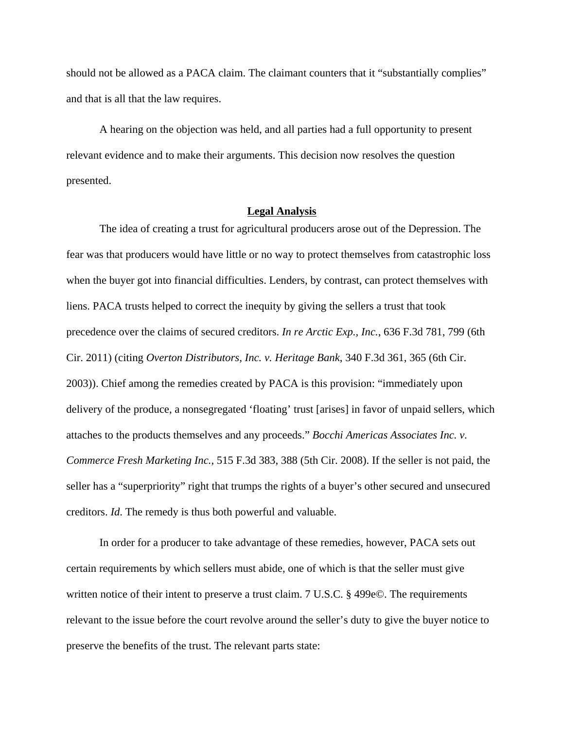should not be allowed as a PACA claim. The claimant counters that it "substantially complies" and that is all that the law requires.

A hearing on the objection was held, and all parties had a full opportunity to present relevant evidence and to make their arguments. This decision now resolves the question presented.

## Legal Analysis

The idea of creating a trust for agricultural producers arose out of the Depression. The fear was that producers would have little or no way to protect themselves from catastrophic loss when the buyer got into financial difficulties. Lenders, by contrast, can protect themselves with liens. PACA trusts helped to correct the inequity by giving the sellers a trust that took precedence over the claims of secured creditors. *In re Arctic Exp., Inc.*, 636 F.3d 781, 799 (6th Cir. 2011) (citing *Overton Distributors, Inc. v. Heritage Bank*, 340 F.3d 361, 365 (6th Cir. 2003)). Chief among the remedies created by PACA is this provision: "immediately upon delivery of the produce, a nonsegregated 'floating' trust [arises] in favor of unpaid sellers, which attaches to the products themselves and any proceeds." *Bocchi Americas Associates Inc. v. Commerce Fresh Marketing Inc.*, 515 F.3d 383, 388 (5th Cir. 2008). If the seller is not paid, the seller has a "superpriority" right that trumps the rights of a buyer's other secured and unsecured creditors. *Id*. The remedy is thus both powerful and valuable.

In order for a producer to take advantage of these remedies, however, PACA sets out certain requirements by which sellers must abide, one of which is that the seller must give written notice of their intent to preserve a trust claim. 7 U.S.C. § 499e©. The requirements relevant to the issue before the court revolve around the seller's duty to give the buyer notice to preserve the benefits of the trust. The relevant parts state: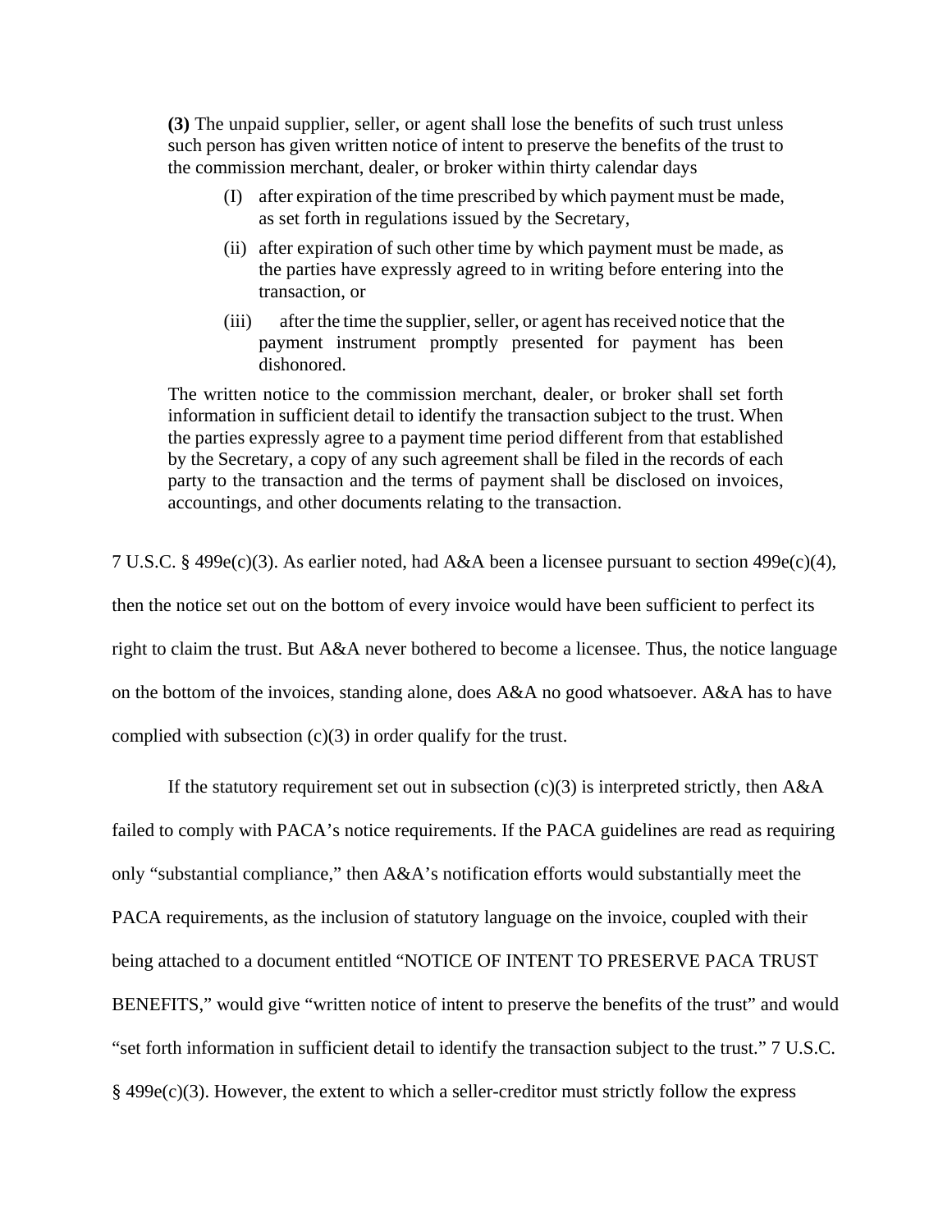> **(3)** The unpaid supplier, seller, or agent shall lose the benefits of such trust unless such person has given written notice of intent to preserve the benefits of the trust to the commission merchant, dealer, or broker within thirty calendar days
>
> (I) after expiration of the time prescribed by which payment must be made, as set forth in regulations issued by the Secretary,
>
> (ii) after expiration of such other time by which payment must be made, as the parties have expressly agreed to in writing before entering into the transaction, or
>
> (iii) after the time the supplier, seller, or agent has received notice that the payment instrument promptly presented for payment has been dishonored.
>
> The written notice to the commission merchant, dealer, or broker shall set forth information in sufficient detail to identify the transaction subject to the trust. When the parties expressly agree to a payment time period different from that established by the Secretary, a copy of any such agreement shall be filed in the records of each party to the transaction and the terms of payment shall be disclosed on invoices, accountings, and other documents relating to the transaction.

7 U.S.C. § 499e(c)(3). As earlier noted, had A&A been a licensee pursuant to section 499e(c)(4), then the notice set out on the bottom of every invoice would have been sufficient to perfect its right to claim the trust. But A&A never bothered to become a licensee. Thus, the notice language on the bottom of the invoices, standing alone, does A&A no good whatsoever. A&A has to have complied with subsection (c)(3) in order qualify for the trust.

If the statutory requirement set out in subsection (c)(3) is interpreted strictly, then A&A failed to comply with PACA's notice requirements. If the PACA guidelines are read as requiring only "substantial compliance," then A&A's notification efforts would substantially meet the PACA requirements, as the inclusion of statutory language on the invoice, coupled with their being attached to a document entitled "NOTICE OF INTENT TO PRESERVE PACA TRUST BENEFITS," would give "written notice of intent to preserve the benefits of the trust" and would "set forth information in sufficient detail to identify the transaction subject to the trust." 7 U.S.C. § 499e(c)(3). However, the extent to which a seller-creditor must strictly follow the express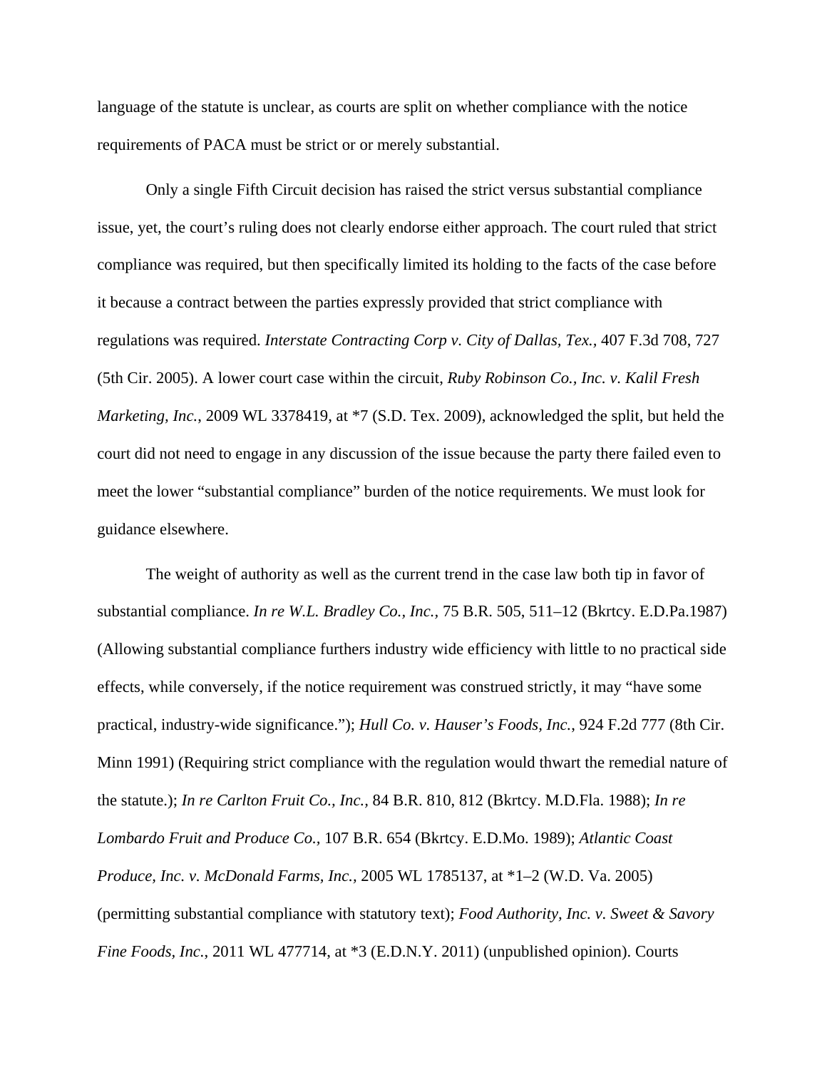language of the statute is unclear, as courts are split on whether compliance with the notice requirements of PACA must be strict or or merely substantial.

Only a single Fifth Circuit decision has raised the strict versus substantial compliance issue, yet, the court's ruling does not clearly endorse either approach. The court ruled that strict compliance was required, but then specifically limited its holding to the facts of the case before it because a contract between the parties expressly provided that strict compliance with regulations was required. *Interstate Contracting Corp v. City of Dallas, Tex.*, 407 F.3d 708, 727 (5th Cir. 2005). A lower court case within the circuit, *Ruby Robinson Co., Inc. v. Kalil Fresh Marketing, Inc.*, 2009 WL 3378419, at *7 (S.D. Tex. 2009), acknowledged the split, but held the court did not need to engage in any discussion of the issue because the party there failed even to meet the lower "substantial compliance" burden of the notice requirements. We must look for guidance elsewhere.

The weight of authority as well as the current trend in the case law both tip in favor of substantial compliance. *In re W.L. Bradley Co., Inc.*, 75 B.R. 505, 511–12 (Bkrtcy. E.D.Pa.1987) (Allowing substantial compliance furthers industry wide efficiency with little to no practical side effects, while conversely, if the notice requirement was construed strictly, it may "have some practical, industry-wide significance."); *Hull Co. v. Hauser's Foods, Inc.*, 924 F.2d 777 (8th Cir. Minn 1991) (Requiring strict compliance with the regulation would thwart the remedial nature of the statute.); *In re Carlton Fruit Co., Inc.*, 84 B.R. 810, 812 (Bkrtcy. M.D.Fla. 1988); *In re Lombardo Fruit and Produce Co.*, 107 B.R. 654 (Bkrtcy. E.D.Mo. 1989); *Atlantic Coast Produce, Inc. v. McDonald Farms, Inc.*, 2005 WL 1785137, at *1–2 (W.D. Va. 2005) (permitting substantial compliance with statutory text); *Food Authority, Inc. v. Sweet & Savory Fine Foods, Inc.*, 2011 WL 477714, at *3 (E.D.N.Y. 2011) (unpublished opinion). Courts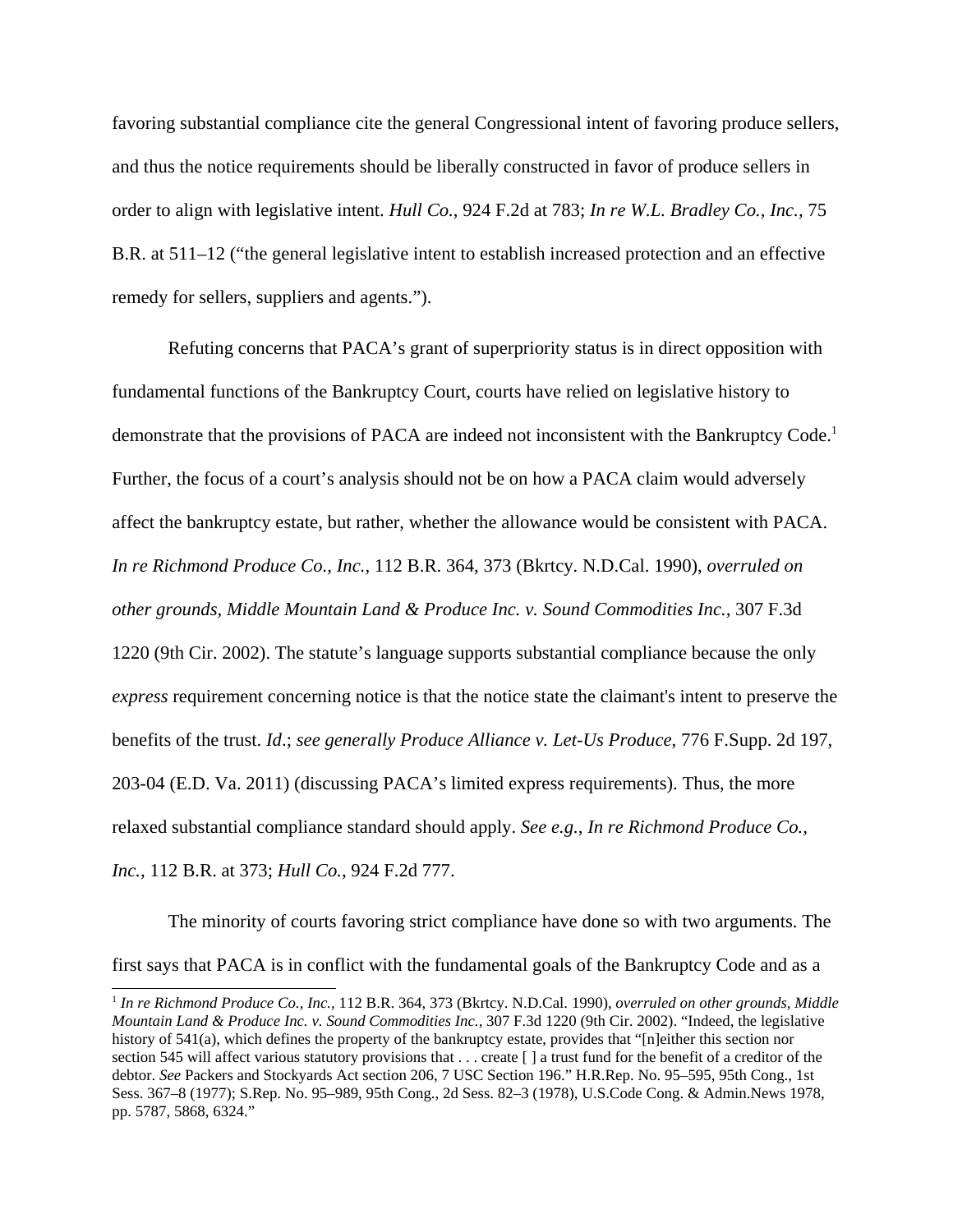favoring substantial compliance cite the general Congressional intent of favoring produce sellers, and thus the notice requirements should be liberally constructed in favor of produce sellers in order to align with legislative intent. *Hull Co.*, 924 F.2d at 783; *In re W.L. Bradley Co., Inc.*, 75 B.R. at 511–12 ("the general legislative intent to establish increased protection and an effective remedy for sellers, suppliers and agents.").

Refuting concerns that PACA's grant of superpriority status is in direct opposition with fundamental functions of the Bankruptcy Court, courts have relied on legislative history to demonstrate that the provisions of PACA are indeed not inconsistent with the Bankruptcy Code.[1] Further, the focus of a court's analysis should not be on how a PACA claim would adversely affect the bankruptcy estate, but rather, whether the allowance would be consistent with PACA. *In re Richmond Produce Co., Inc.*, 112 B.R. 364, 373 (Bkrtcy. N.D.Cal. 1990), *overruled on other grounds, Middle Mountain Land & Produce Inc. v. Sound Commodities Inc.*, 307 F.3d 1220 (9th Cir. 2002). The statute's language supports substantial compliance because the only *express* requirement concerning notice is that the notice state the claimant's intent to preserve the benefits of the trust. *Id*.; *see generally Produce Alliance v. Let-Us Produce*, 776 F.Supp. 2d 197, 203-04 (E.D. Va. 2011) (discussing PACA's limited express requirements). Thus, the more relaxed substantial compliance standard should apply. *See e.g., In re Richmond Produce Co., Inc.*, 112 B.R. at 373; *Hull Co.*, 924 F.2d 777.

The minority of courts favoring strict compliance have done so with two arguments. The first says that PACA is in conflict with the fundamental goals of the Bankruptcy Code and as a

[1] *In re Richmond Produce Co., Inc.*, 112 B.R. 364, 373 (Bkrtcy. N.D.Cal. 1990), *overruled on other grounds, Middle Mountain Land & Produce Inc. v. Sound Commodities Inc.*, 307 F.3d 1220 (9th Cir. 2002). "Indeed, the legislative history of 541(a), which defines the property of the bankruptcy estate, provides that "[n]either this section nor section 545 will affect various statutory provisions that . . . create [ ] a trust fund for the benefit of a creditor of the debtor. *See* Packers and Stockyards Act section 206, 7 USC Section 196." H.R.Rep. No. 95–595, 95th Cong., 1st Sess. 367–8 (1977); S.Rep. No. 95–989, 95th Cong., 2d Sess. 82–3 (1978), U.S.Code Cong. & Admin.News 1978, pp. 5787, 5868, 6324."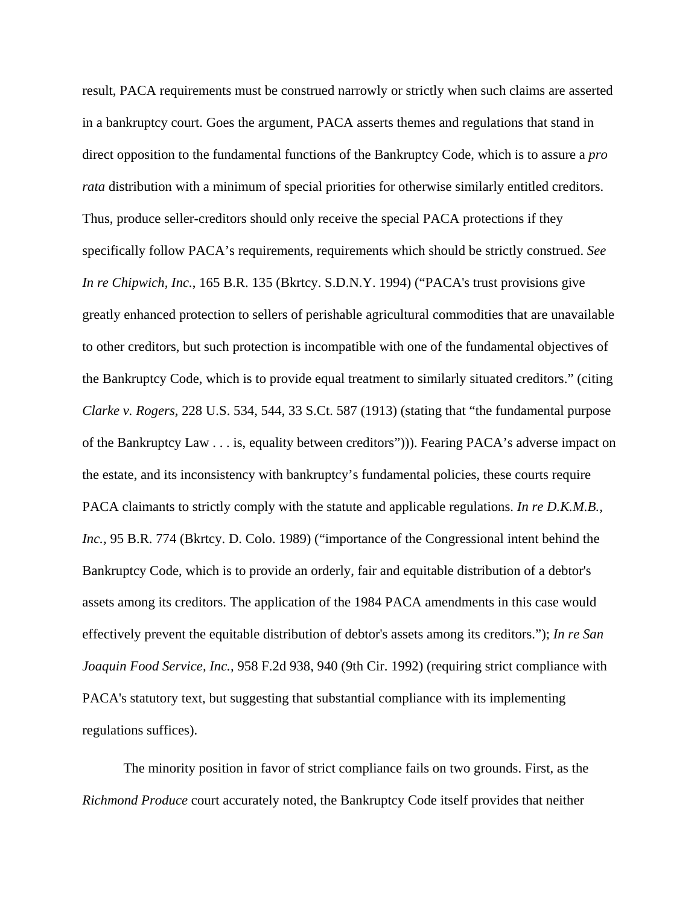result, PACA requirements must be construed narrowly or strictly when such claims are asserted in a bankruptcy court. Goes the argument, PACA asserts themes and regulations that stand in direct opposition to the fundamental functions of the Bankruptcy Code, which is to assure a *pro rata* distribution with a minimum of special priorities for otherwise similarly entitled creditors. Thus, produce seller-creditors should only receive the special PACA protections if they specifically follow PACA's requirements, requirements which should be strictly construed. *See In re Chipwich, Inc.*, 165 B.R. 135 (Bkrtcy. S.D.N.Y. 1994) ("PACA's trust provisions give greatly enhanced protection to sellers of perishable agricultural commodities that are unavailable to other creditors, but such protection is incompatible with one of the fundamental objectives of the Bankruptcy Code, which is to provide equal treatment to similarly situated creditors." (citing *Clarke v. Rogers*, 228 U.S. 534, 544, 33 S.Ct. 587 (1913) (stating that "the fundamental purpose of the Bankruptcy Law . . . is, equality between creditors"))). Fearing PACA's adverse impact on the estate, and its inconsistency with bankruptcy's fundamental policies, these courts require PACA claimants to strictly comply with the statute and applicable regulations. *In re D.K.M.B., Inc.*, 95 B.R. 774 (Bkrtcy. D. Colo. 1989) ("importance of the Congressional intent behind the Bankruptcy Code, which is to provide an orderly, fair and equitable distribution of a debtor's assets among its creditors. The application of the 1984 PACA amendments in this case would effectively prevent the equitable distribution of debtor's assets among its creditors."); *In re San Joaquin Food Service, Inc.*, 958 F.2d 938, 940 (9th Cir. 1992) (requiring strict compliance with PACA's statutory text, but suggesting that substantial compliance with its implementing regulations suffices).

The minority position in favor of strict compliance fails on two grounds. First, as the *Richmond Produce* court accurately noted, the Bankruptcy Code itself provides that neither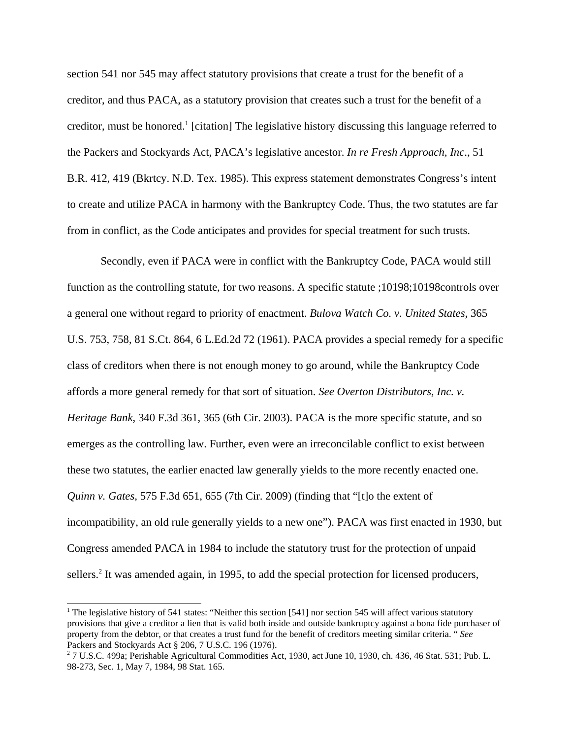section 541 nor 545 may affect statutory provisions that create a trust for the benefit of a creditor, and thus PACA, as a statutory provision that creates such a trust for the benefit of a creditor, must be honored.[1] [citation] The legislative history discussing this language referred to the Packers and Stockyards Act, PACA's legislative ancestor. *In re Fresh Approach, Inc*., 51 B.R. 412, 419 (Bkrtcy. N.D. Tex. 1985). This express statement demonstrates Congress's intent to create and utilize PACA in harmony with the Bankruptcy Code. Thus, the two statutes are far from in conflict, as the Code anticipates and provides for special treatment for such trusts.

Secondly, even if PACA were in conflict with the Bankruptcy Code, PACA would still function as the controlling statute, for two reasons. A specific statute ;10198;10198controls over a general one without regard to priority of enactment. *Bulova Watch Co. v. United States*, 365 U.S. 753, 758, 81 S.Ct. 864, 6 L.Ed.2d 72 (1961). PACA provides a special remedy for a specific class of creditors when there is not enough money to go around, while the Bankruptcy Code affords a more general remedy for that sort of situation. *See Overton Distributors, Inc. v. Heritage Bank*, 340 F.3d 361, 365 (6th Cir. 2003). PACA is the more specific statute, and so emerges as the controlling law. Further, even were an irreconcilable conflict to exist between these two statutes, the earlier enacted law generally yields to the more recently enacted one. *Quinn v. Gates*, 575 F.3d 651, 655 (7th Cir. 2009) (finding that "[t]o the extent of incompatibility, an old rule generally yields to a new one"). PACA was first enacted in 1930, but Congress amended PACA in 1984 to include the statutory trust for the protection of unpaid sellers.[2] It was amended again, in 1995, to add the special protection for licensed producers,

---

[1] The legislative history of 541 states: "Neither this section [541] nor section 545 will affect various statutory provisions that give a creditor a lien that is valid both inside and outside bankruptcy against a bona fide purchaser of property from the debtor, or that creates a trust fund for the benefit of creditors meeting similar criteria. " *See* Packers and Stockyards Act § 206, 7 U.S.C. 196 (1976).

[2] 7 U.S.C. 499a; Perishable Agricultural Commodities Act, 1930, act June 10, 1930, ch. 436, 46 Stat. 531; Pub. L. 98-273, Sec. 1, May 7, 1984, 98 Stat. 165.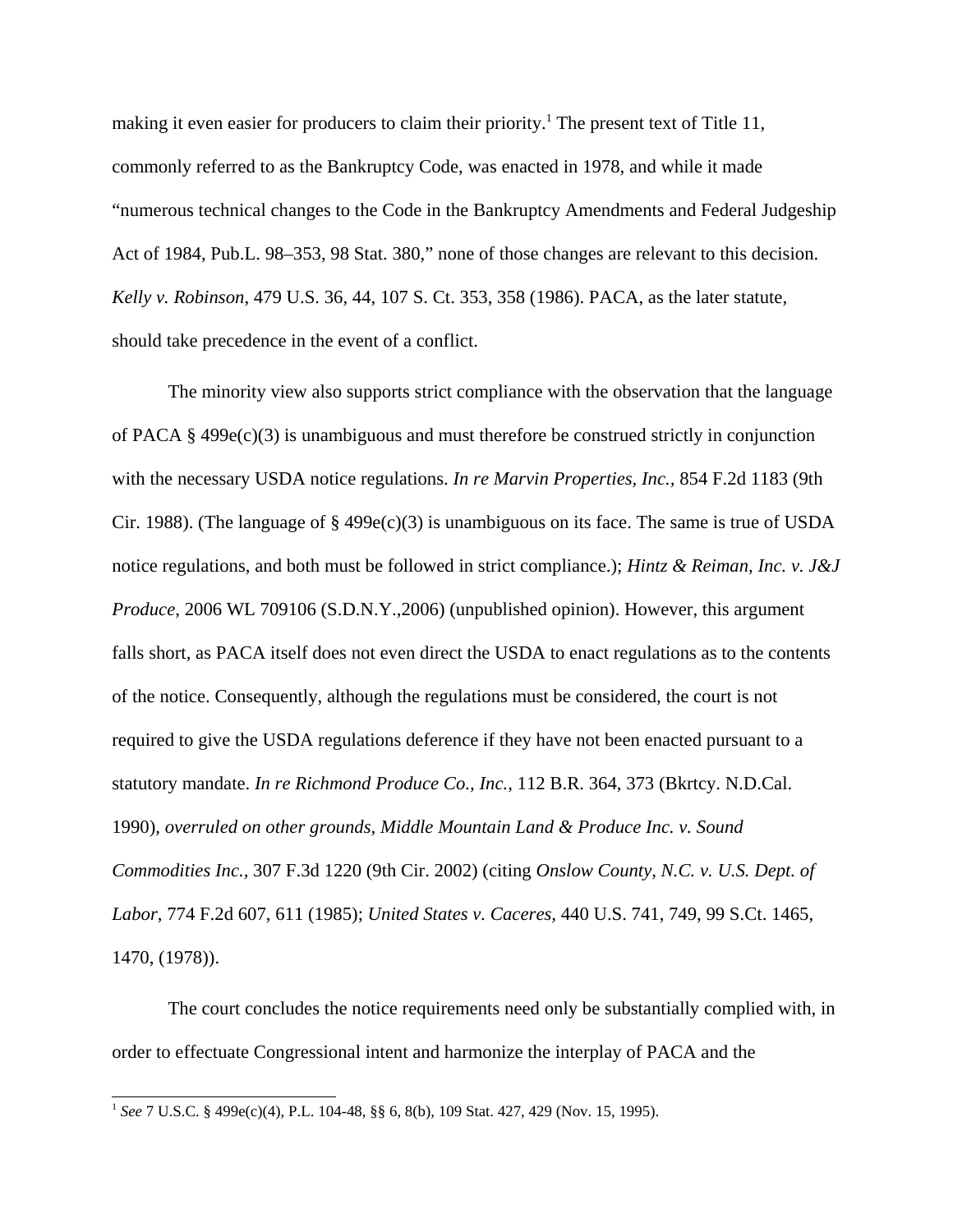making it even easier for producers to claim their priority.[1] The present text of Title 11, commonly referred to as the Bankruptcy Code, was enacted in 1978, and while it made "numerous technical changes to the Code in the Bankruptcy Amendments and Federal Judgeship Act of 1984, Pub.L. 98–353, 98 Stat. 380," none of those changes are relevant to this decision. *Kelly v. Robinson*, 479 U.S. 36, 44, 107 S. Ct. 353, 358 (1986). PACA, as the later statute, should take precedence in the event of a conflict.

The minority view also supports strict compliance with the observation that the language of PACA § 499e(c)(3) is unambiguous and must therefore be construed strictly in conjunction with the necessary USDA notice regulations. *In re Marvin Properties, Inc.*, 854 F.2d 1183 (9th Cir. 1988). (The language of § 499e(c)(3) is unambiguous on its face. The same is true of USDA notice regulations, and both must be followed in strict compliance.); *Hintz & Reiman, Inc. v. J&J Produce*, 2006 WL 709106 (S.D.N.Y.,2006) (unpublished opinion). However, this argument falls short, as PACA itself does not even direct the USDA to enact regulations as to the contents of the notice. Consequently, although the regulations must be considered, the court is not required to give the USDA regulations deference if they have not been enacted pursuant to a statutory mandate. *In re Richmond Produce Co., Inc.*, 112 B.R. 364, 373 (Bkrtcy. N.D.Cal. 1990), *overruled on other grounds, Middle Mountain Land & Produce Inc. v. Sound Commodities Inc.*, 307 F.3d 1220 (9th Cir. 2002) (citing *Onslow County, N.C. v. U.S. Dept. of Labor*, 774 F.2d 607, 611 (1985); *United States v. Caceres*, 440 U.S. 741, 749, 99 S.Ct. 1465, 1470, (1978)).

The court concludes the notice requirements need only be substantially complied with, in order to effectuate Congressional intent and harmonize the interplay of PACA and the

---

[1] *See* 7 U.S.C. § 499e(c)(4), P.L. 104-48, §§ 6, 8(b), 109 Stat. 427, 429 (Nov. 15, 1995).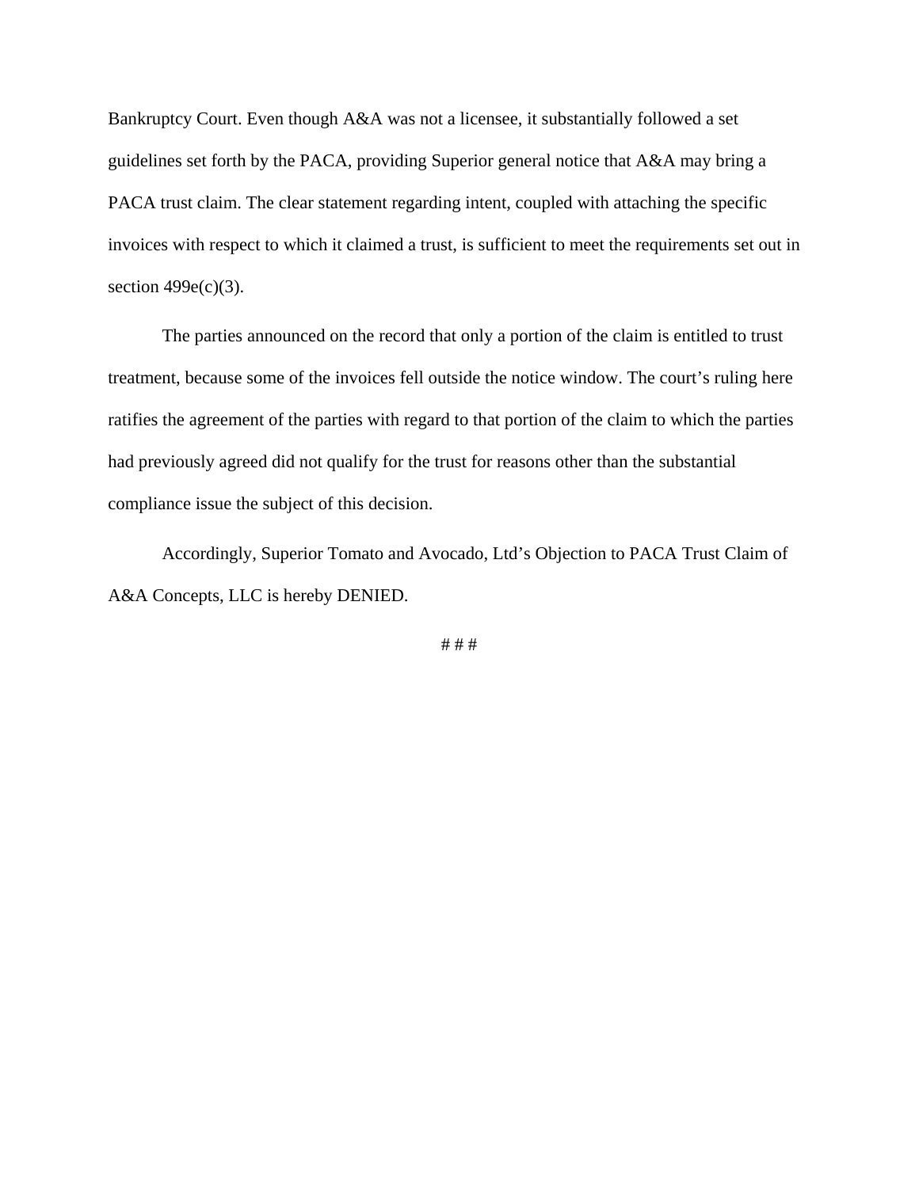Bankruptcy Court. Even though A&A was not a licensee, it substantially followed a set guidelines set forth by the PACA, providing Superior general notice that A&A may bring a PACA trust claim. The clear statement regarding intent, coupled with attaching the specific invoices with respect to which it claimed a trust, is sufficient to meet the requirements set out in section 499e(c)(3).

The parties announced on the record that only a portion of the claim is entitled to trust treatment, because some of the invoices fell outside the notice window. The court's ruling here ratifies the agreement of the parties with regard to that portion of the claim to which the parties had previously agreed did not qualify for the trust for reasons other than the substantial compliance issue the subject of this decision.

Accordingly, Superior Tomato and Avocado, Ltd's Objection to PACA Trust Claim of A&A Concepts, LLC is hereby DENIED.

# # #